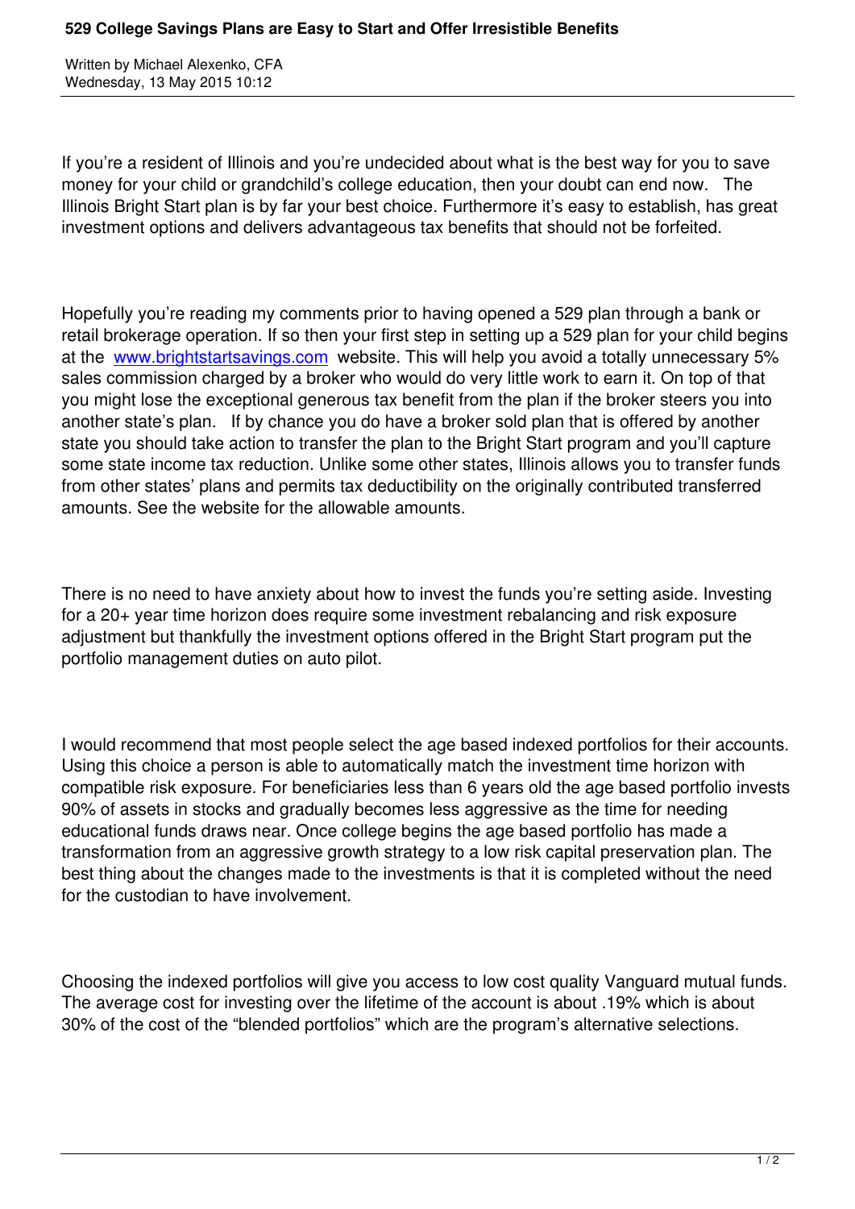# 529 College Savings Plans are Easy to Start and Offer Irresistible Benefits

Written by Michael Alexenko, CFA
Wednesday, 13 May 2015 10:12

If you're a resident of Illinois and you're undecided about what is the best way for you to save money for your child or grandchild's college education, then your doubt can end now. The Illinois Bright Start plan is by far your best choice. Furthermore it's easy to establish, has great investment options and delivers advantageous tax benefits that should not be forfeited.

Hopefully you're reading my comments prior to having opened a 529 plan through a bank or retail brokerage operation. If so then your first step in setting up a 529 plan for your child begins at the [www.brightstartsavings.com](http://www.brightstartsavings.com) website. This will help you avoid a totally unnecessary 5% sales commission charged by a broker who would do very little work to earn it. On top of that you might lose the exceptional generous tax benefit from the plan if the broker steers you into another state's plan. If by chance you do have a broker sold plan that is offered by another state you should take action to transfer the plan to the Bright Start program and you'll capture some state income tax reduction. Unlike some other states, Illinois allows you to transfer funds from other states' plans and permits tax deductibility on the originally contributed transferred amounts. See the website for the allowable amounts.

There is no need to have anxiety about how to invest the funds you're setting aside. Investing for a 20+ year time horizon does require some investment rebalancing and risk exposure adjustment but thankfully the investment options offered in the Bright Start program put the portfolio management duties on auto pilot.

I would recommend that most people select the age based indexed portfolios for their accounts. Using this choice a person is able to automatically match the investment time horizon with compatible risk exposure. For beneficiaries less than 6 years old the age based portfolio invests 90% of assets in stocks and gradually becomes less aggressive as the time for needing educational funds draws near. Once college begins the age based portfolio has made a transformation from an aggressive growth strategy to a low risk capital preservation plan. The best thing about the changes made to the investments is that it is completed without the need for the custodian to have involvement.

Choosing the indexed portfolios will give you access to low cost quality Vanguard mutual funds. The average cost for investing over the lifetime of the account is about .19% which is about 30% of the cost of the "blended portfolios" which are the program's alternative selections.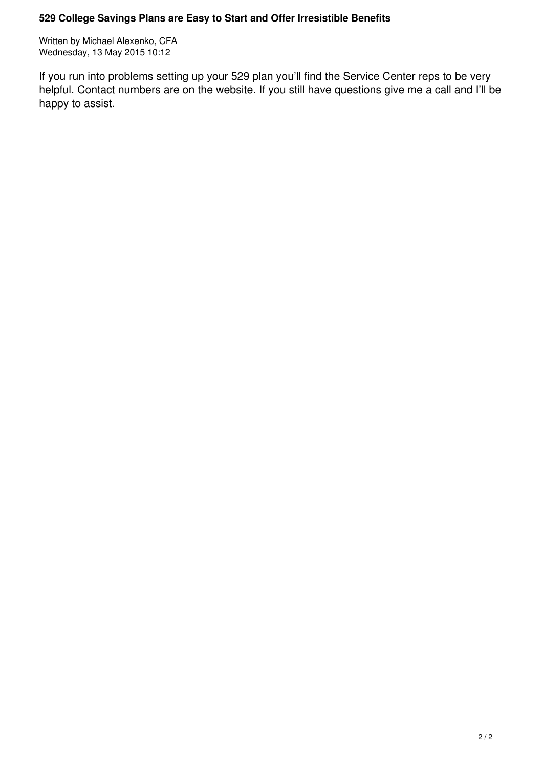If you run into problems setting up your 529 plan you'll find the Service Center reps to be very helpful. Contact numbers are on the website. If you still have questions give me a call and I'll be happy to assist.